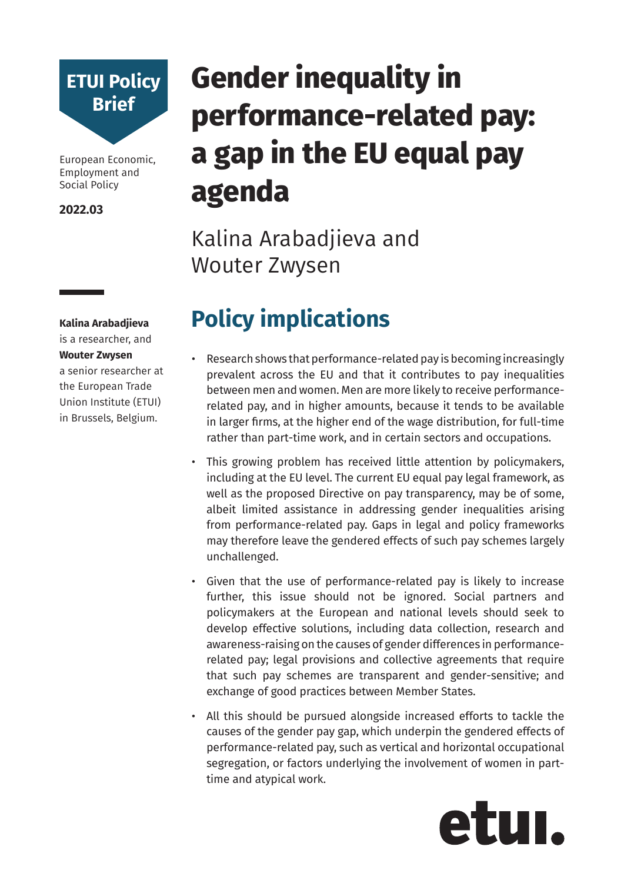ETUI Policy Brief

European Economic, Employment and Social Policy

**2022.03**

# Gender inequality in performance-related pay: a gap in the EU equal pay agenda

Kalina Arabadjieva and Wouter Zwysen

**Kalina Arabadjieva** is a researcher, and **Wouter Zwysen** a senior researcher at the European Trade Union Institute (ETUI) in Brussels, Belgium.

## Policy implications

- Research shows that performance-related pay is becoming increasingly prevalent across the EU and that it contributes to pay inequalities between men and women. Men are more likely to receive performance-related pay, and in higher amounts, because it tends to be available in larger firms, at the higher end of the wage distribution, for full-time rather than part-time work, and in certain sectors and occupations.
- This growing problem has received little attention by policymakers, including at the EU level. The current EU equal pay legal framework, as well as the proposed Directive on pay transparency, may be of some, albeit limited assistance in addressing gender inequalities arising from performance-related pay. Gaps in legal and policy frameworks may therefore leave the gendered effects of such pay schemes largely unchallenged.
- Given that the use of performance-related pay is likely to increase further, this issue should not be ignored. Social partners and policymakers at the European and national levels should seek to develop effective solutions, including data collection, research and awareness-raising on the causes of gender differences in performance-related pay; legal provisions and collective agreements that require that such pay schemes are transparent and gender-sensitive; and exchange of good practices between Member States.
- All this should be pursued alongside increased efforts to tackle the causes of the gender pay gap, which underpin the gendered effects of performance-related pay, such as vertical and horizontal occupational segregation, or factors underlying the involvement of women in part-time and atypical work.

etui.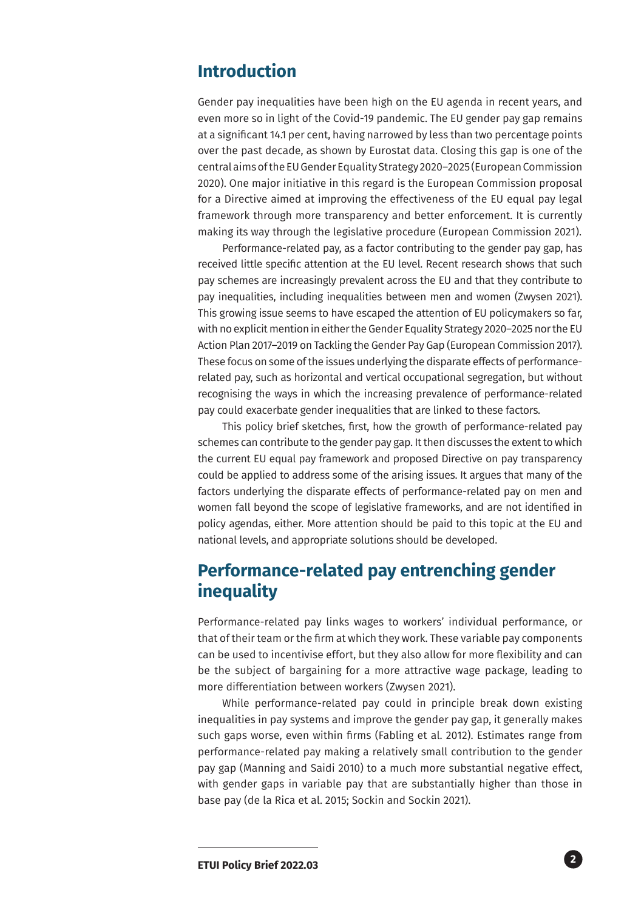## Introduction

Gender pay inequalities have been high on the EU agenda in recent years, and even more so in light of the Covid-19 pandemic. The EU gender pay gap remains at a significant 14.1 per cent, having narrowed by less than two percentage points over the past decade, as shown by Eurostat data. Closing this gap is one of the central aims of the EU Gender Equality Strategy 2020–2025 (European Commission 2020). One major initiative in this regard is the European Commission proposal for a Directive aimed at improving the effectiveness of the EU equal pay legal framework through more transparency and better enforcement. It is currently making its way through the legislative procedure (European Commission 2021).

Performance-related pay, as a factor contributing to the gender pay gap, has received little specific attention at the EU level. Recent research shows that such pay schemes are increasingly prevalent across the EU and that they contribute to pay inequalities, including inequalities between men and women (Zwysen 2021). This growing issue seems to have escaped the attention of EU policymakers so far, with no explicit mention in either the Gender Equality Strategy 2020–2025 nor the EU Action Plan 2017–2019 on Tackling the Gender Pay Gap (European Commission 2017). These focus on some of the issues underlying the disparate effects of performance-related pay, such as horizontal and vertical occupational segregation, but without recognising the ways in which the increasing prevalence of performance-related pay could exacerbate gender inequalities that are linked to these factors.

This policy brief sketches, first, how the growth of performance-related pay schemes can contribute to the gender pay gap. It then discusses the extent to which the current EU equal pay framework and proposed Directive on pay transparency could be applied to address some of the arising issues. It argues that many of the factors underlying the disparate effects of performance-related pay on men and women fall beyond the scope of legislative frameworks, and are not identified in policy agendas, either. More attention should be paid to this topic at the EU and national levels, and appropriate solutions should be developed.

## Performance-related pay entrenching gender inequality

Performance-related pay links wages to workers' individual performance, or that of their team or the firm at which they work. These variable pay components can be used to incentivise effort, but they also allow for more flexibility and can be the subject of bargaining for a more attractive wage package, leading to more differentiation between workers (Zwysen 2021).

While performance-related pay could in principle break down existing inequalities in pay systems and improve the gender pay gap, it generally makes such gaps worse, even within firms (Fabling et al. 2012). Estimates range from performance-related pay making a relatively small contribution to the gender pay gap (Manning and Saidi 2010) to a much more substantial negative effect, with gender gaps in variable pay that are substantially higher than those in base pay (de la Rica et al. 2015; Sockin and Sockin 2021).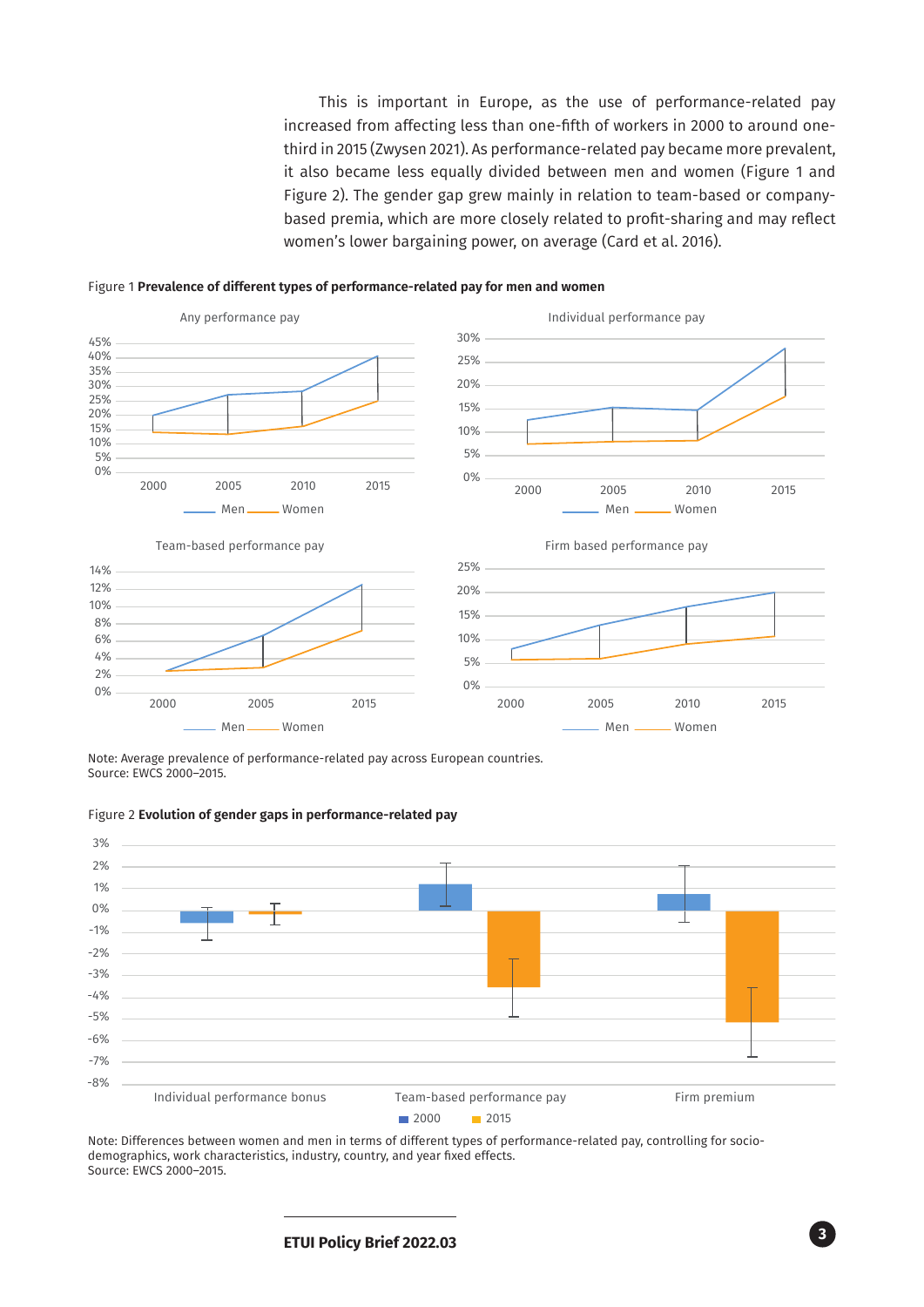This is important in Europe, as the use of performance-related pay increased from affecting less than one-fifth of workers in 2000 to around one-third in 2015 (Zwysen 2021). As performance-related pay became more prevalent, it also became less equally divided between men and women (Figure 1 and Figure 2). The gender gap grew mainly in relation to team-based or company-based premia, which are more closely related to profit-sharing and may reflect women's lower bargaining power, on average (Card et al. 2016).

Figure 1 **Prevalence of different types of performance-related pay for men and women**

Note: Average prevalence of performance-related pay across European countries.
Source: EWCS 2000–2015.

Figure 2 **Evolution of gender gaps in performance-related pay**

Note: Differences between women and men in terms of different types of performance-related pay, controlling for socio-demographics, work characteristics, industry, country, and year fixed effects.
Source: EWCS 2000–2015.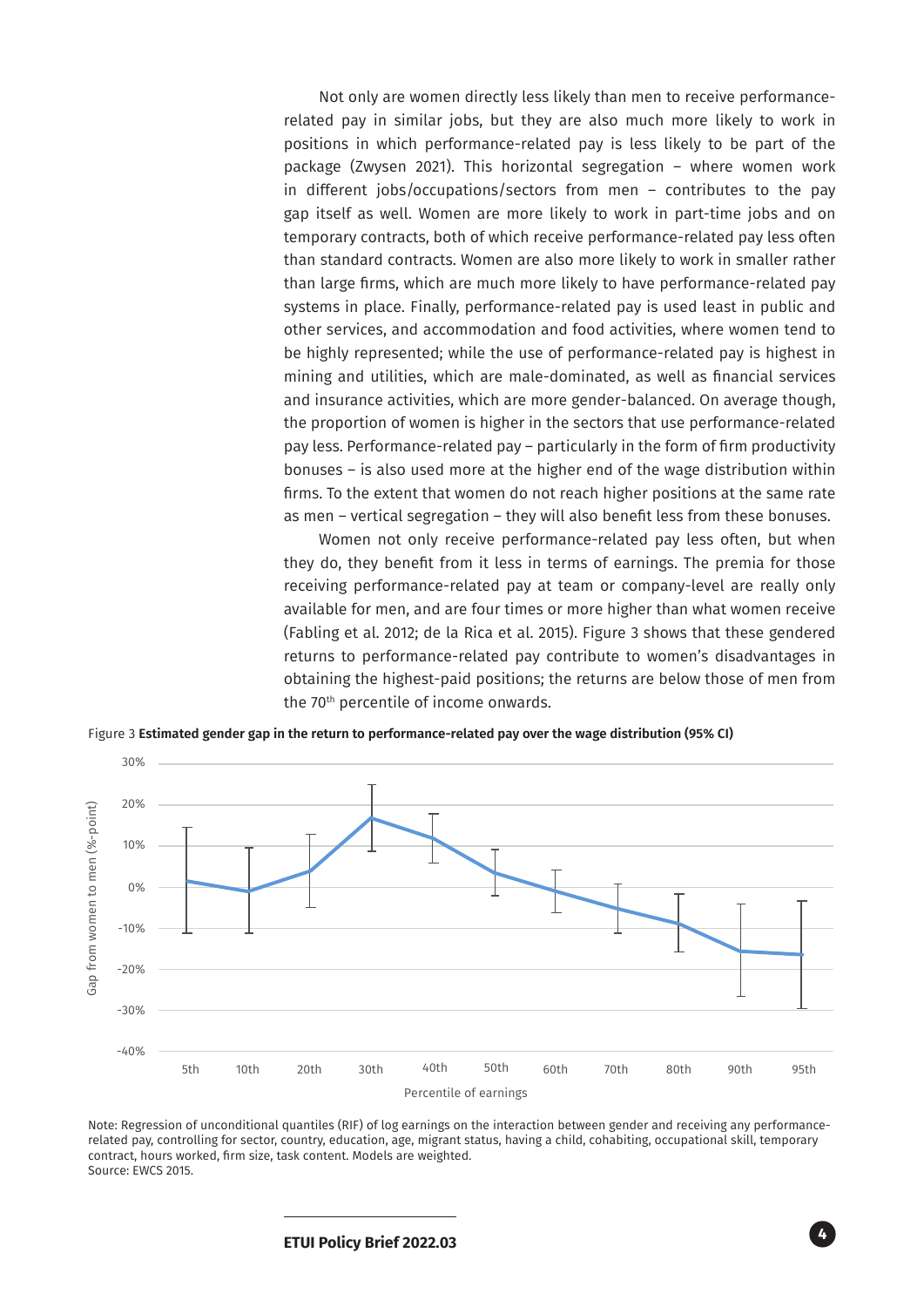Not only are women directly less likely than men to receive performance-related pay in similar jobs, but they are also much more likely to work in positions in which performance-related pay is less likely to be part of the package (Zwysen 2021). This horizontal segregation – where women work in different jobs/occupations/sectors from men – contributes to the pay gap itself as well. Women are more likely to work in part-time jobs and on temporary contracts, both of which receive performance-related pay less often than standard contracts. Women are also more likely to work in smaller rather than large firms, which are much more likely to have performance-related pay systems in place. Finally, performance-related pay is used least in public and other services, and accommodation and food activities, where women tend to be highly represented; while the use of performance-related pay is highest in mining and utilities, which are male-dominated, as well as financial services and insurance activities, which are more gender-balanced. On average though, the proportion of women is higher in the sectors that use performance-related pay less. Performance-related pay – particularly in the form of firm productivity bonuses – is also used more at the higher end of the wage distribution within firms. To the extent that women do not reach higher positions at the same rate as men – vertical segregation – they will also benefit less from these bonuses.

Women not only receive performance-related pay less often, but when they do, they benefit from it less in terms of earnings. The premia for those receiving performance-related pay at team or company-level are really only available for men, and are four times or more higher than what women receive (Fabling et al. 2012; de la Rica et al. 2015). Figure 3 shows that these gendered returns to performance-related pay contribute to women's disadvantages in obtaining the highest-paid positions; the returns are below those of men from the 70th percentile of income onwards.

Figure 3 **Estimated gender gap in the return to performance-related pay over the wage distribution (95% CI)**

Note: Regression of unconditional quantiles (RIF) of log earnings on the interaction between gender and receiving any performance-related pay, controlling for sector, country, education, age, migrant status, having a child, cohabiting, occupational skill, temporary contract, hours worked, firm size, task content. Models are weighted.
Source: EWCS 2015.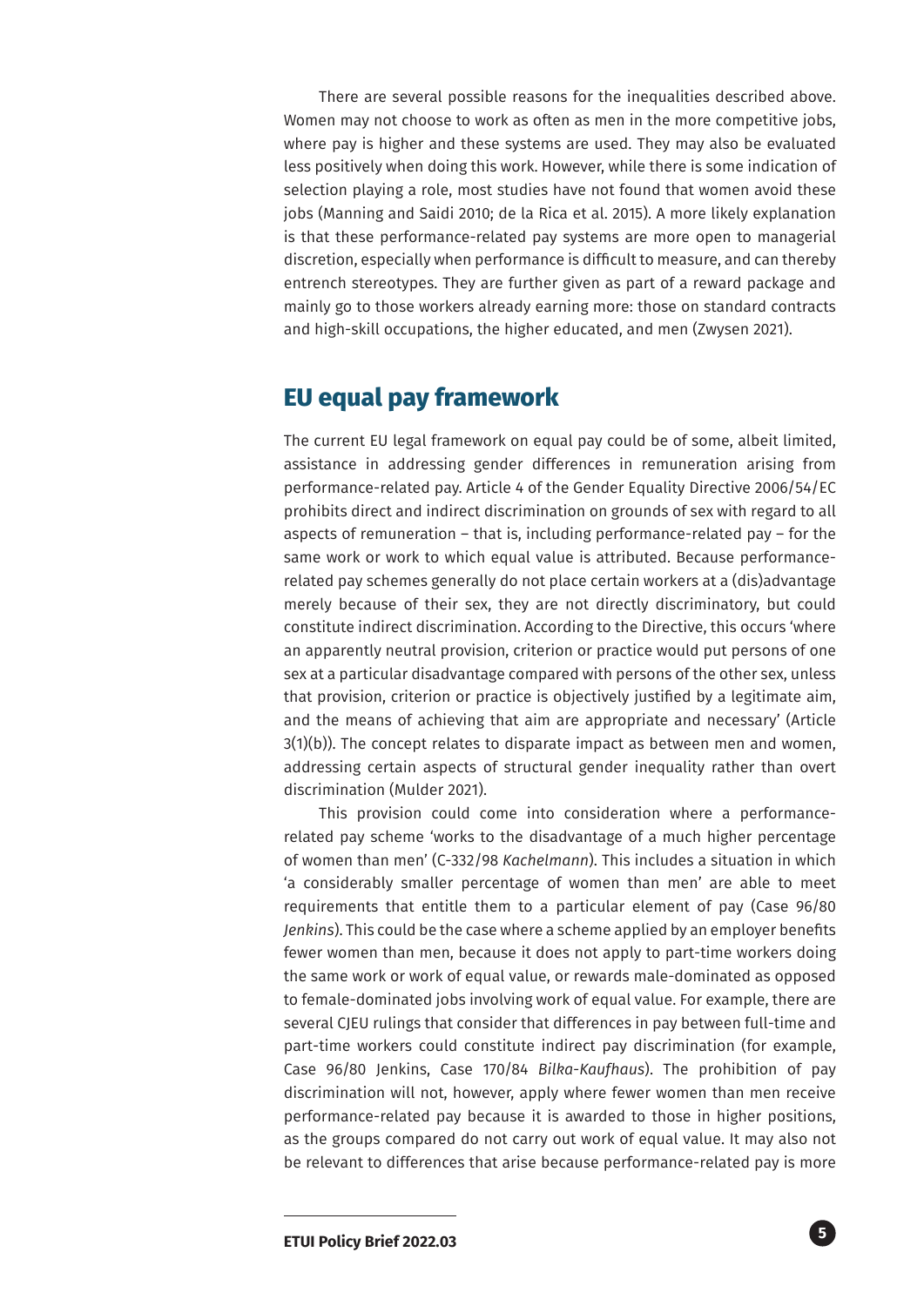There are several possible reasons for the inequalities described above. Women may not choose to work as often as men in the more competitive jobs, where pay is higher and these systems are used. They may also be evaluated less positively when doing this work. However, while there is some indication of selection playing a role, most studies have not found that women avoid these jobs (Manning and Saidi 2010; de la Rica et al. 2015). A more likely explanation is that these performance-related pay systems are more open to managerial discretion, especially when performance is difficult to measure, and can thereby entrench stereotypes. They are further given as part of a reward package and mainly go to those workers already earning more: those on standard contracts and high-skill occupations, the higher educated, and men (Zwysen 2021).

## EU equal pay framework

The current EU legal framework on equal pay could be of some, albeit limited, assistance in addressing gender differences in remuneration arising from performance-related pay. Article 4 of the Gender Equality Directive 2006/54/EC prohibits direct and indirect discrimination on grounds of sex with regard to all aspects of remuneration – that is, including performance-related pay – for the same work or work to which equal value is attributed. Because performance-related pay schemes generally do not place certain workers at a (dis)advantage merely because of their sex, they are not directly discriminatory, but could constitute indirect discrimination. According to the Directive, this occurs 'where an apparently neutral provision, criterion or practice would put persons of one sex at a particular disadvantage compared with persons of the other sex, unless that provision, criterion or practice is objectively justified by a legitimate aim, and the means of achieving that aim are appropriate and necessary' (Article 3(1)(b)). The concept relates to disparate impact as between men and women, addressing certain aspects of structural gender inequality rather than overt discrimination (Mulder 2021).

This provision could come into consideration where a performance-related pay scheme 'works to the disadvantage of a much higher percentage of women than men' (C-332/98 *Kachelmann*). This includes a situation in which 'a considerably smaller percentage of women than men' are able to meet requirements that entitle them to a particular element of pay (Case 96/80 *Jenkins*). This could be the case where a scheme applied by an employer benefits fewer women than men, because it does not apply to part-time workers doing the same work or work of equal value, or rewards male-dominated as opposed to female-dominated jobs involving work of equal value. For example, there are several CJEU rulings that consider that differences in pay between full-time and part-time workers could constitute indirect pay discrimination (for example, Case 96/80 Jenkins, Case 170/84 *Bilka-Kaufhaus*). The prohibition of pay discrimination will not, however, apply where fewer women than men receive performance-related pay because it is awarded to those in higher positions, as the groups compared do not carry out work of equal value. It may also not be relevant to differences that arise because performance-related pay is more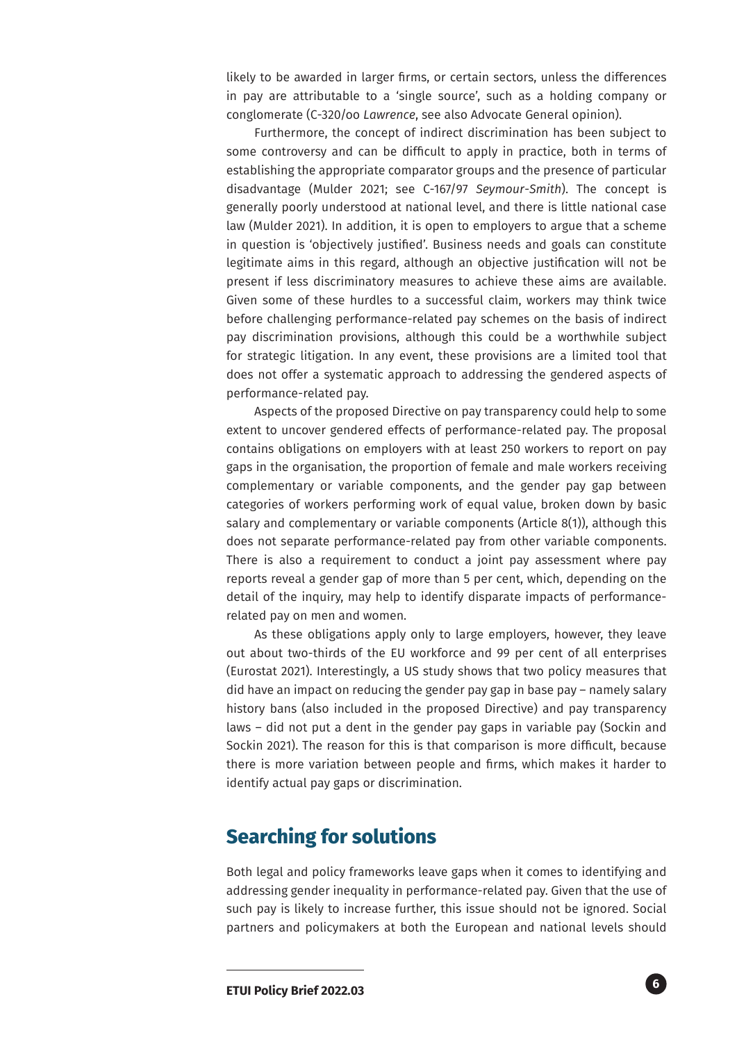likely to be awarded in larger firms, or certain sectors, unless the differences in pay are attributable to a 'single source', such as a holding company or conglomerate (C-320/oo *Lawrence*, see also Advocate General opinion).

Furthermore, the concept of indirect discrimination has been subject to some controversy and can be difficult to apply in practice, both in terms of establishing the appropriate comparator groups and the presence of particular disadvantage (Mulder 2021; see C-167/97 *Seymour-Smith*). The concept is generally poorly understood at national level, and there is little national case law (Mulder 2021). In addition, it is open to employers to argue that a scheme in question is 'objectively justified'. Business needs and goals can constitute legitimate aims in this regard, although an objective justification will not be present if less discriminatory measures to achieve these aims are available. Given some of these hurdles to a successful claim, workers may think twice before challenging performance-related pay schemes on the basis of indirect pay discrimination provisions, although this could be a worthwhile subject for strategic litigation. In any event, these provisions are a limited tool that does not offer a systematic approach to addressing the gendered aspects of performance-related pay.

Aspects of the proposed Directive on pay transparency could help to some extent to uncover gendered effects of performance-related pay. The proposal contains obligations on employers with at least 250 workers to report on pay gaps in the organisation, the proportion of female and male workers receiving complementary or variable components, and the gender pay gap between categories of workers performing work of equal value, broken down by basic salary and complementary or variable components (Article 8(1)), although this does not separate performance-related pay from other variable components. There is also a requirement to conduct a joint pay assessment where pay reports reveal a gender gap of more than 5 per cent, which, depending on the detail of the inquiry, may help to identify disparate impacts of performance-related pay on men and women.

As these obligations apply only to large employers, however, they leave out about two-thirds of the EU workforce and 99 per cent of all enterprises (Eurostat 2021). Interestingly, a US study shows that two policy measures that did have an impact on reducing the gender pay gap in base pay – namely salary history bans (also included in the proposed Directive) and pay transparency laws – did not put a dent in the gender pay gaps in variable pay (Sockin and Sockin 2021). The reason for this is that comparison is more difficult, because there is more variation between people and firms, which makes it harder to identify actual pay gaps or discrimination.

## Searching for solutions

Both legal and policy frameworks leave gaps when it comes to identifying and addressing gender inequality in performance-related pay. Given that the use of such pay is likely to increase further, this issue should not be ignored. Social partners and policymakers at both the European and national levels should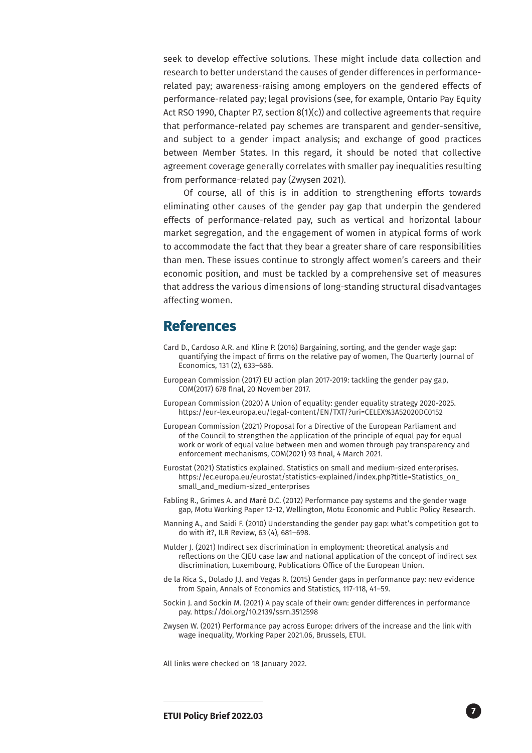seek to develop effective solutions. These might include data collection and research to better understand the causes of gender differences in performance-related pay; awareness-raising among employers on the gendered effects of performance-related pay; legal provisions (see, for example, Ontario Pay Equity Act RSO 1990, Chapter P.7, section 8(1)(c)) and collective agreements that require that performance-related pay schemes are transparent and gender-sensitive, and subject to a gender impact analysis; and exchange of good practices between Member States. In this regard, it should be noted that collective agreement coverage generally correlates with smaller pay inequalities resulting from performance-related pay (Zwysen 2021).

Of course, all of this is in addition to strengthening efforts towards eliminating other causes of the gender pay gap that underpin the gendered effects of performance-related pay, such as vertical and horizontal labour market segregation, and the engagement of women in atypical forms of work to accommodate the fact that they bear a greater share of care responsibilities than men. These issues continue to strongly affect women's careers and their economic position, and must be tackled by a comprehensive set of measures that address the various dimensions of long-standing structural disadvantages affecting women.

## References

Card D., Cardoso A.R. and Kline P. (2016) Bargaining, sorting, and the gender wage gap: quantifying the impact of firms on the relative pay of women, The Quarterly Journal of Economics, 131 (2), 633–686.

European Commission (2017) EU action plan 2017-2019: tackling the gender pay gap, COM(2017) 678 final, 20 November 2017.

European Commission (2020) A Union of equality: gender equality strategy 2020-2025. https://eur-lex.europa.eu/legal-content/EN/TXT/?uri=CELEX%3A52020DC0152

European Commission (2021) Proposal for a Directive of the European Parliament and of the Council to strengthen the application of the principle of equal pay for equal work or work of equal value between men and women through pay transparency and enforcement mechanisms, COM(2021) 93 final, 4 March 2021.

Eurostat (2021) Statistics explained. Statistics on small and medium-sized enterprises. https://ec.europa.eu/eurostat/statistics-explained/index.php?title=Statistics_on_small_and_medium-sized_enterprises

Fabling R., Grimes A. and Maré D.C. (2012) Performance pay systems and the gender wage gap, Motu Working Paper 12-12, Wellington, Motu Economic and Public Policy Research.

Manning A., and Saidi F. (2010) Understanding the gender pay gap: what's competition got to do with it?, ILR Review, 63 (4), 681–698.

Mulder J. (2021) Indirect sex discrimination in employment: theoretical analysis and reflections on the CJEU case law and national application of the concept of indirect sex discrimination, Luxembourg, Publications Office of the European Union.

de la Rica S., Dolado J.J. and Vegas R. (2015) Gender gaps in performance pay: new evidence from Spain, Annals of Economics and Statistics, 117-118, 41–59.

Sockin J. and Sockin M. (2021) A pay scale of their own: gender differences in performance pay. https://doi.org/10.2139/ssrn.3512598

Zwysen W. (2021) Performance pay across Europe: drivers of the increase and the link with wage inequality, Working Paper 2021.06, Brussels, ETUI.

All links were checked on 18 January 2022.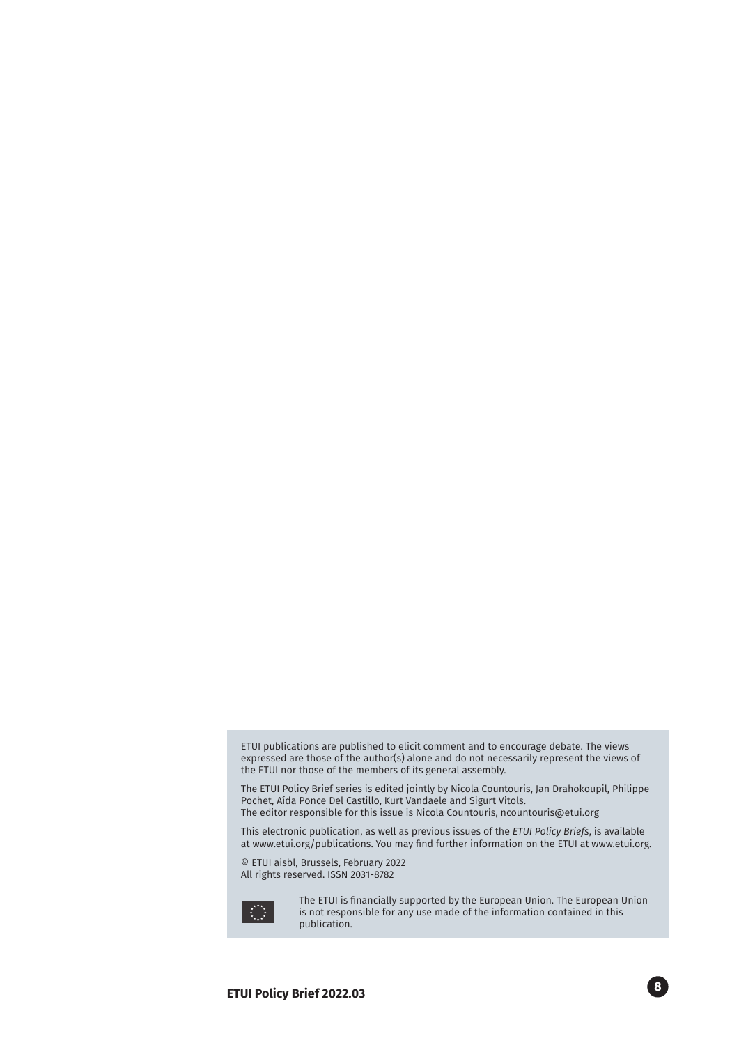ETUI publications are published to elicit comment and to encourage debate. The views expressed are those of the author(s) alone and do not necessarily represent the views of the ETUI nor those of the members of its general assembly.

The ETUI Policy Brief series is edited jointly by Nicola Countouris, Jan Drahokoupil, Philippe Pochet, Aída Ponce Del Castillo, Kurt Vandaele and Sigurt Vitols.
The editor responsible for this issue is Nicola Countouris, ncountouris@etui.org

This electronic publication, as well as previous issues of the *ETUI Policy Briefs*, is available at www.etui.org/publications. You may find further information on the ETUI at www.etui.org.

© ETUI aisbl, Brussels, February 2022
All rights reserved. ISSN 2031-8782

The ETUI is financially supported by the European Union. The European Union is not responsible for any use made of the information contained in this publication.